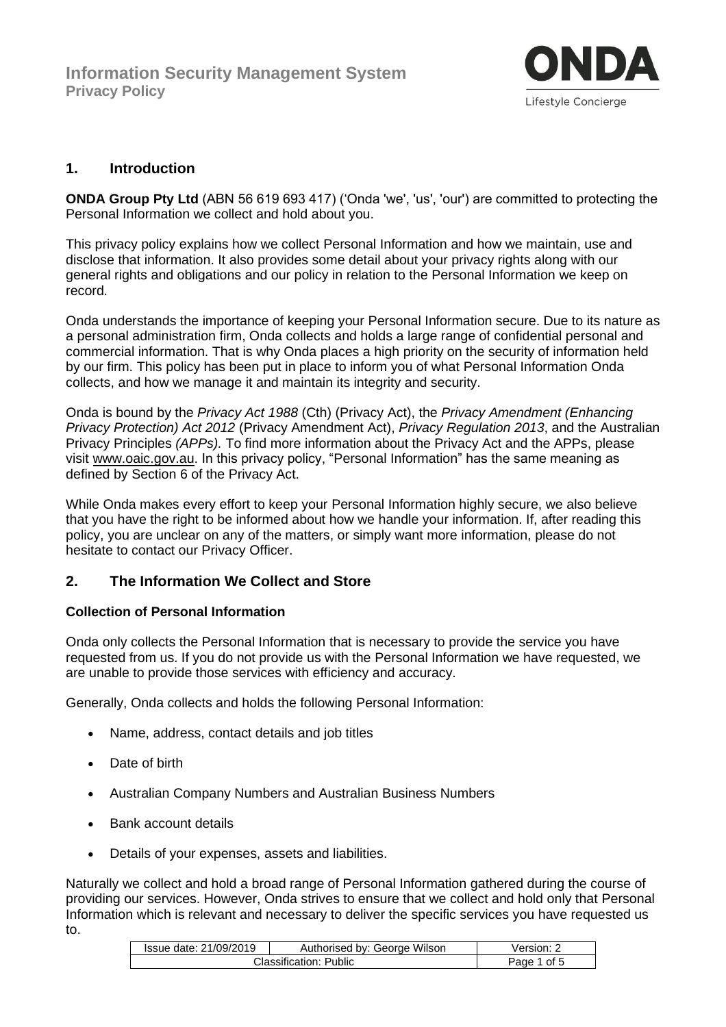## 1. Introduction

**ONDA Group Pty Ltd** (ABN 56 619 693 417) ('Onda 'we', 'us', 'our') are committed to protecting the Personal Information we collect and hold about you.

This privacy policy explains how we collect Personal Information and how we maintain, use and disclose that information. It also provides some detail about your privacy rights along with our general rights and obligations and our policy in relation to the Personal Information we keep on record.

Onda understands the importance of keeping your Personal Information secure. Due to its nature as a personal administration firm, Onda collects and holds a large range of confidential personal and commercial information. That is why Onda places a high priority on the security of information held by our firm. This policy has been put in place to inform you of what Personal Information Onda collects, and how we manage it and maintain its integrity and security.

Onda is bound by the *Privacy Act 1988* (Cth) (Privacy Act), the *Privacy Amendment (Enhancing Privacy Protection) Act 2012* (Privacy Amendment Act), *Privacy Regulation 2013*, and the Australian Privacy Principles *(APPs).* To find more information about the Privacy Act and the APPs, please visit www.oaic.gov.au. In this privacy policy, "Personal Information" has the same meaning as defined by Section 6 of the Privacy Act.

While Onda makes every effort to keep your Personal Information highly secure, we also believe that you have the right to be informed about how we handle your information. If, after reading this policy, you are unclear on any of the matters, or simply want more information, please do not hesitate to contact our Privacy Officer.

## 2. The Information We Collect and Store

**Collection of Personal Information**

Onda only collects the Personal Information that is necessary to provide the service you have requested from us. If you do not provide us with the Personal Information we have requested, we are unable to provide those services with efficiency and accuracy.

Generally, Onda collects and holds the following Personal Information:

- Name, address, contact details and job titles
- Date of birth
- Australian Company Numbers and Australian Business Numbers
- Bank account details
- Details of your expenses, assets and liabilities.

Naturally we collect and hold a broad range of Personal Information gathered during the course of providing our services. However, Onda strives to ensure that we collect and hold only that Personal Information which is relevant and necessary to deliver the specific services you have requested us to.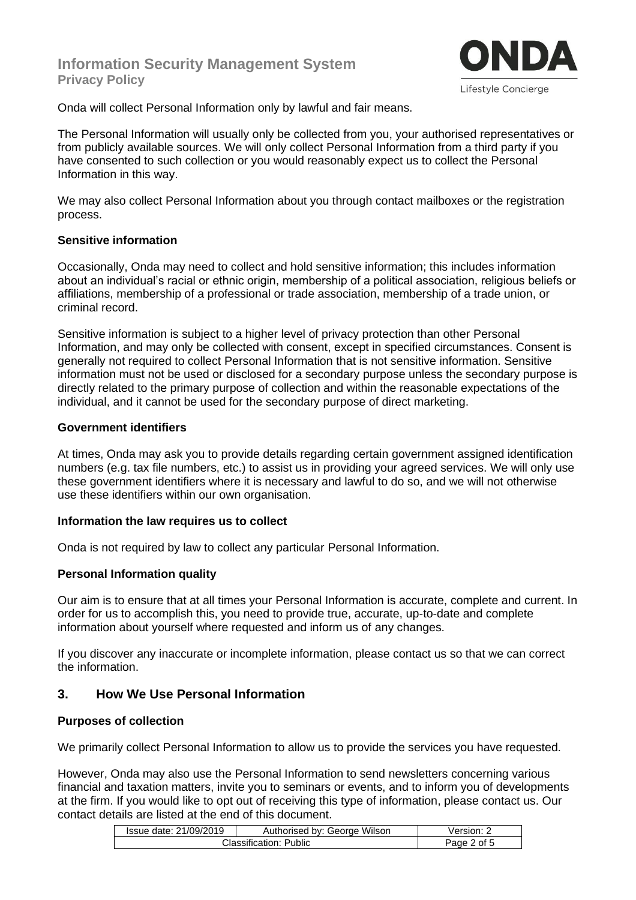Onda will collect Personal Information only by lawful and fair means.

The Personal Information will usually only be collected from you, your authorised representatives or from publicly available sources. We will only collect Personal Information from a third party if you have consented to such collection or you would reasonably expect us to collect the Personal Information in this way.

We may also collect Personal Information about you through contact mailboxes or the registration process.

**Sensitive information**

Occasionally, Onda may need to collect and hold sensitive information; this includes information about an individual's racial or ethnic origin, membership of a political association, religious beliefs or affiliations, membership of a professional or trade association, membership of a trade union, or criminal record.

Sensitive information is subject to a higher level of privacy protection than other Personal Information, and may only be collected with consent, except in specified circumstances. Consent is generally not required to collect Personal Information that is not sensitive information. Sensitive information must not be used or disclosed for a secondary purpose unless the secondary purpose is directly related to the primary purpose of collection and within the reasonable expectations of the individual, and it cannot be used for the secondary purpose of direct marketing.

**Government identifiers**

At times, Onda may ask you to provide details regarding certain government assigned identification numbers (e.g. tax file numbers, etc.) to assist us in providing your agreed services. We will only use these government identifiers where it is necessary and lawful to do so, and we will not otherwise use these identifiers within our own organisation.

**Information the law requires us to collect**

Onda is not required by law to collect any particular Personal Information.

**Personal Information quality**

Our aim is to ensure that at all times your Personal Information is accurate, complete and current. In order for us to accomplish this, you need to provide true, accurate, up-to-date and complete information about yourself where requested and inform us of any changes.

If you discover any inaccurate or incomplete information, please contact us so that we can correct the information.

## 3. How We Use Personal Information

**Purposes of collection**

We primarily collect Personal Information to allow us to provide the services you have requested.

However, Onda may also use the Personal Information to send newsletters concerning various financial and taxation matters, invite you to seminars or events, and to inform you of developments at the firm. If you would like to opt out of receiving this type of information, please contact us. Our contact details are listed at the end of this document.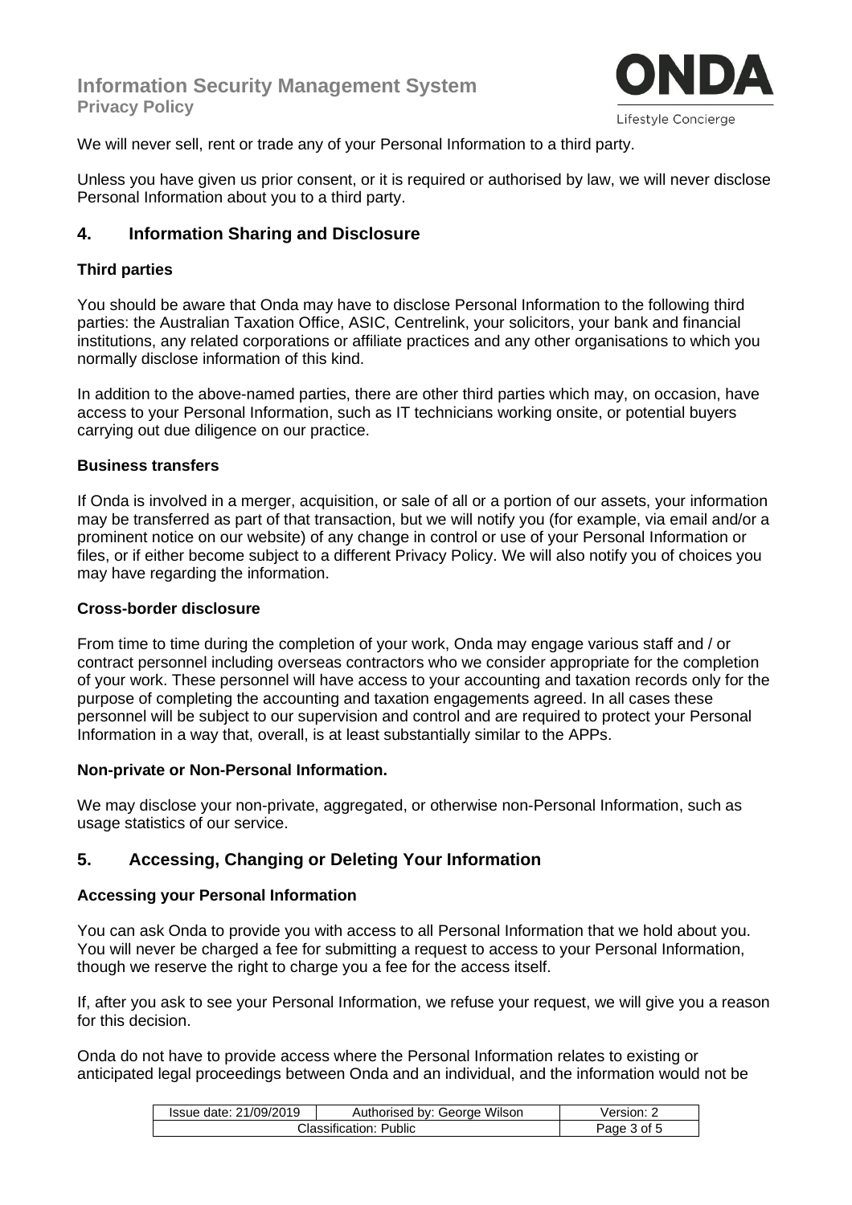We will never sell, rent or trade any of your Personal Information to a third party.

Unless you have given us prior consent, or it is required or authorised by law, we will never disclose Personal Information about you to a third party.

## 4. Information Sharing and Disclosure

### Third parties

You should be aware that Onda may have to disclose Personal Information to the following third parties: the Australian Taxation Office, ASIC, Centrelink, your solicitors, your bank and financial institutions, any related corporations or affiliate practices and any other organisations to which you normally disclose information of this kind.

In addition to the above-named parties, there are other third parties which may, on occasion, have access to your Personal Information, such as IT technicians working onsite, or potential buyers carrying out due diligence on our practice.

### Business transfers

If Onda is involved in a merger, acquisition, or sale of all or a portion of our assets, your information may be transferred as part of that transaction, but we will notify you (for example, via email and/or a prominent notice on our website) of any change in control or use of your Personal Information or files, or if either become subject to a different Privacy Policy. We will also notify you of choices you may have regarding the information.

### Cross-border disclosure

From time to time during the completion of your work, Onda may engage various staff and / or contract personnel including overseas contractors who we consider appropriate for the completion of your work. These personnel will have access to your accounting and taxation records only for the purpose of completing the accounting and taxation engagements agreed. In all cases these personnel will be subject to our supervision and control and are required to protect your Personal Information in a way that, overall, is at least substantially similar to the APPs.

### Non-private or Non-Personal Information.

We may disclose your non-private, aggregated, or otherwise non-Personal Information, such as usage statistics of our service.

## 5. Accessing, Changing or Deleting Your Information

### Accessing your Personal Information

You can ask Onda to provide you with access to all Personal Information that we hold about you. You will never be charged a fee for submitting a request to access to your Personal Information, though we reserve the right to charge you a fee for the access itself.

If, after you ask to see your Personal Information, we refuse your request, we will give you a reason for this decision.

Onda do not have to provide access where the Personal Information relates to existing or anticipated legal proceedings between Onda and an individual, and the information would not be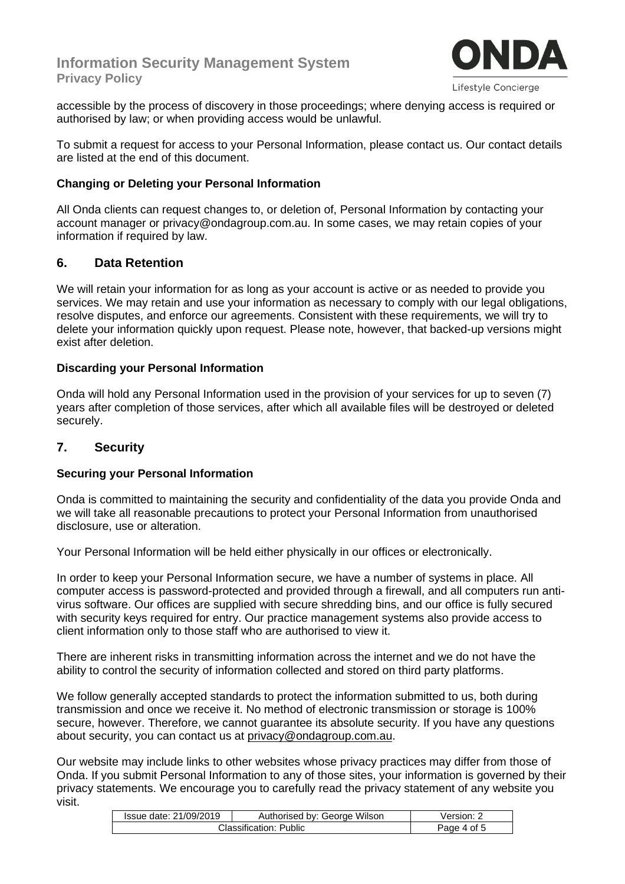accessible by the process of discovery in those proceedings; where denying access is required or authorised by law; or when providing access would be unlawful.

To submit a request for access to your Personal Information, please contact us. Our contact details are listed at the end of this document.

### Changing or Deleting your Personal Information

All Onda clients can request changes to, or deletion of, Personal Information by contacting your account manager or privacy@ondagroup.com.au. In some cases, we may retain copies of your information if required by law.

## 6. Data Retention

We will retain your information for as long as your account is active or as needed to provide you services. We may retain and use your information as necessary to comply with our legal obligations, resolve disputes, and enforce our agreements. Consistent with these requirements, we will try to delete your information quickly upon request. Please note, however, that backed-up versions might exist after deletion.

### Discarding your Personal Information

Onda will hold any Personal Information used in the provision of your services for up to seven (7) years after completion of those services, after which all available files will be destroyed or deleted securely.

## 7. Security

### Securing your Personal Information

Onda is committed to maintaining the security and confidentiality of the data you provide Onda and we will take all reasonable precautions to protect your Personal Information from unauthorised disclosure, use or alteration.

Your Personal Information will be held either physically in our offices or electronically.

In order to keep your Personal Information secure, we have a number of systems in place. All computer access is password-protected and provided through a firewall, and all computers run anti-virus software. Our offices are supplied with secure shredding bins, and our office is fully secured with security keys required for entry. Our practice management systems also provide access to client information only to those staff who are authorised to view it.

There are inherent risks in transmitting information across the internet and we do not have the ability to control the security of information collected and stored on third party platforms.

We follow generally accepted standards to protect the information submitted to us, both during transmission and once we receive it. No method of electronic transmission or storage is 100% secure, however. Therefore, we cannot guarantee its absolute security. If you have any questions about security, you can contact us at privacy@ondagroup.com.au.

Our website may include links to other websites whose privacy practices may differ from those of Onda. If you submit Personal Information to any of those sites, your information is governed by their privacy statements. We encourage you to carefully read the privacy statement of any website you visit.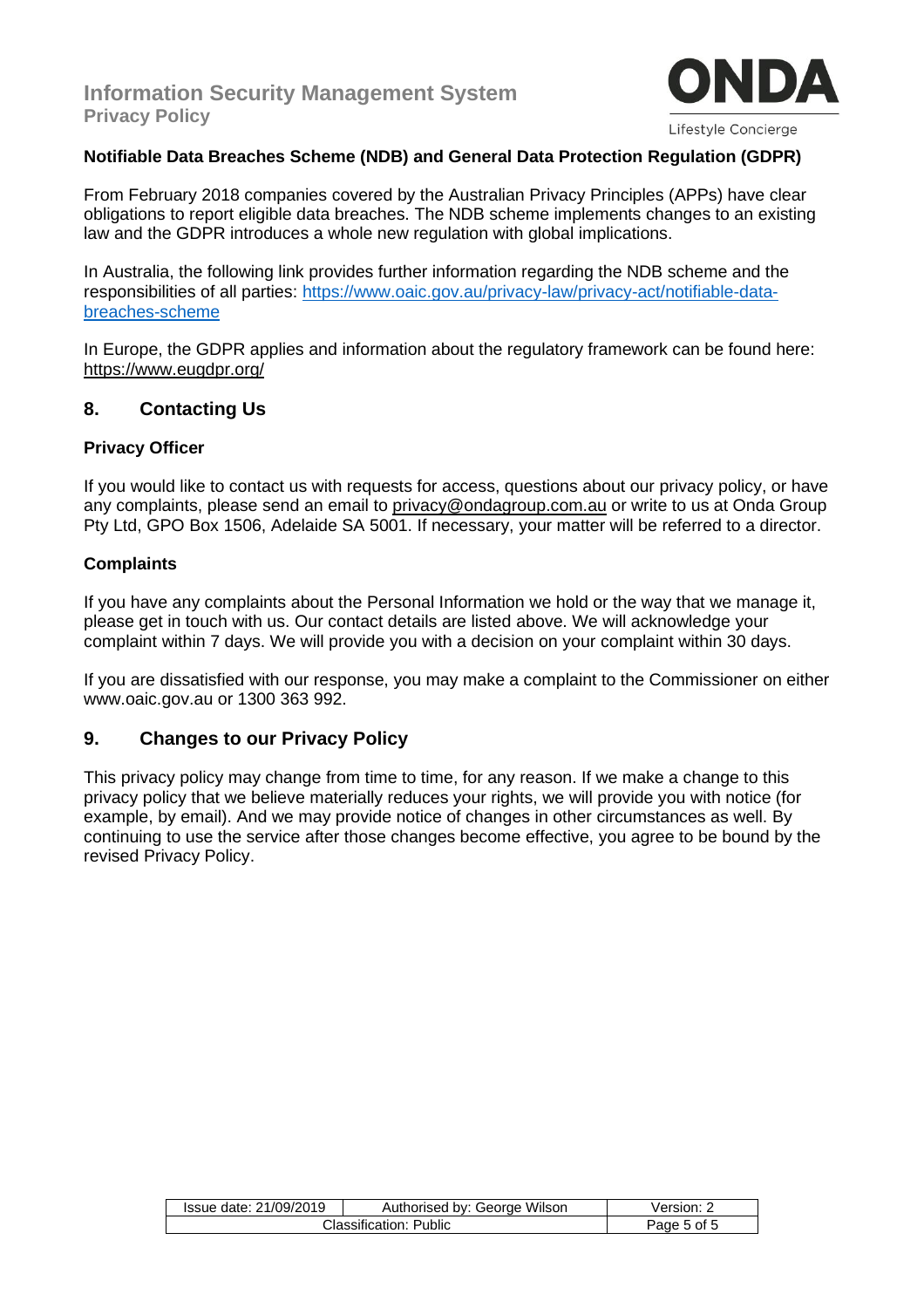**Notifiable Data Breaches Scheme (NDB) and General Data Protection Regulation (GDPR)**

From February 2018 companies covered by the Australian Privacy Principles (APPs) have clear obligations to report eligible data breaches. The NDB scheme implements changes to an existing law and the GDPR introduces a whole new regulation with global implications.

In Australia, the following link provides further information regarding the NDB scheme and the responsibilities of all parties: https://www.oaic.gov.au/privacy-law/privacy-act/notifiable-data-breaches-scheme

In Europe, the GDPR applies and information about the regulatory framework can be found here: https://www.eugdpr.org/

## 8. Contacting Us

**Privacy Officer**

If you would like to contact us with requests for access, questions about our privacy policy, or have any complaints, please send an email to privacy@ondagroup.com.au or write to us at Onda Group Pty Ltd, GPO Box 1506, Adelaide SA 5001. If necessary, your matter will be referred to a director.

**Complaints**

If you have any complaints about the Personal Information we hold or the way that we manage it, please get in touch with us. Our contact details are listed above. We will acknowledge your complaint within 7 days. We will provide you with a decision on your complaint within 30 days.

If you are dissatisfied with our response, you may make a complaint to the Commissioner on either www.oaic.gov.au or 1300 363 992.

## 9. Changes to our Privacy Policy

This privacy policy may change from time to time, for any reason. If we make a change to this privacy policy that we believe materially reduces your rights, we will provide you with notice (for example, by email). And we may provide notice of changes in other circumstances as well. By continuing to use the service after those changes become effective, you agree to be bound by the revised Privacy Policy.